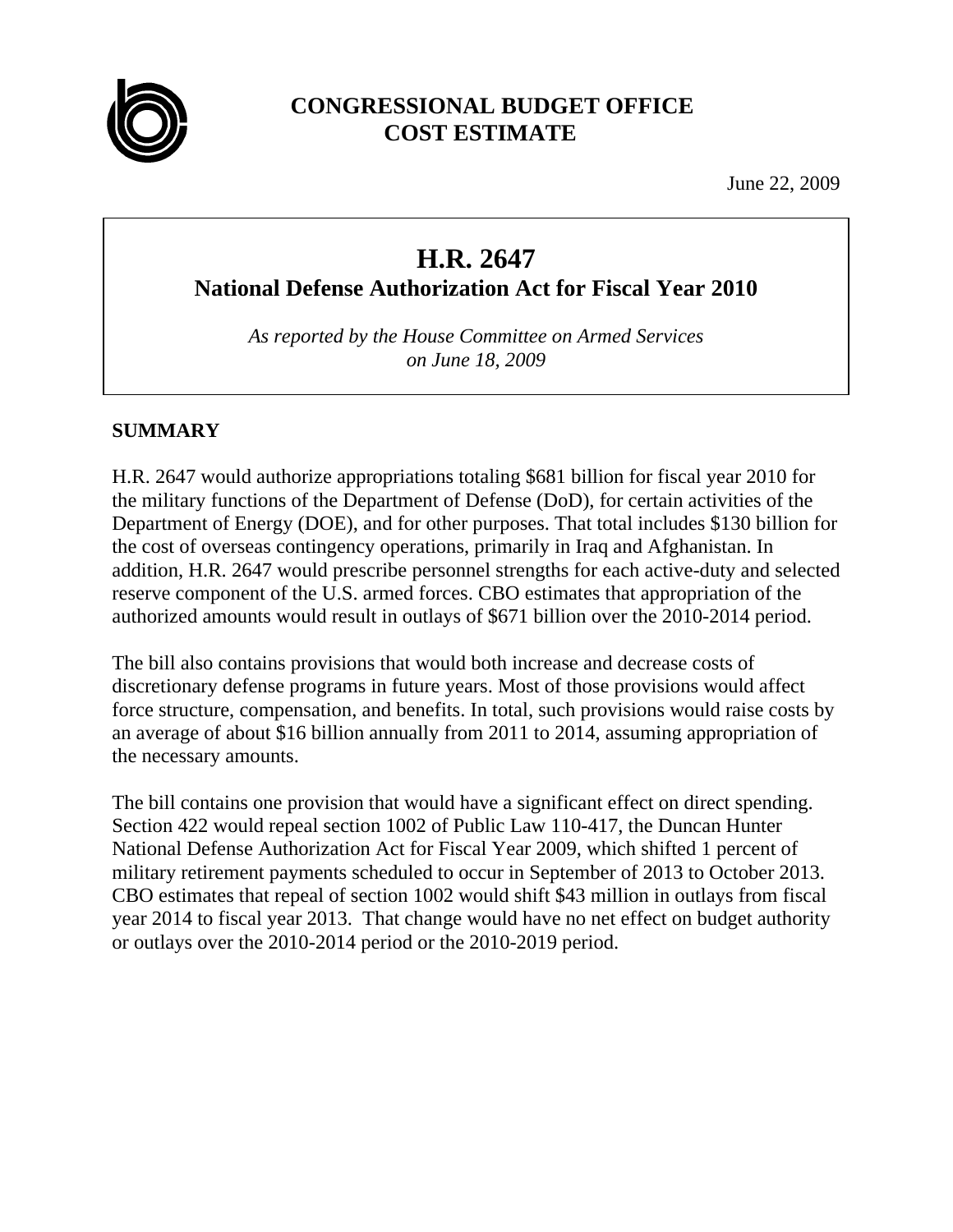**CONGRESSIONAL BUDGET OFFICE**
**COST ESTIMATE**

June 22, 2009

# H.R. 2647

## National Defense Authorization Act for Fiscal Year 2010

*As reported by the House Committee on Armed Services on June 18, 2009*

## SUMMARY

H.R. 2647 would authorize appropriations totaling $681 billion for fiscal year 2010 for the military functions of the Department of Defense (DoD), for certain activities of the Department of Energy (DOE), and for other purposes. That total includes $130 billion for the cost of overseas contingency operations, primarily in Iraq and Afghanistan. In addition, H.R. 2647 would prescribe personnel strengths for each active-duty and selected reserve component of the U.S. armed forces. CBO estimates that appropriation of the authorized amounts would result in outlays of $671 billion over the 2010-2014 period.

The bill also contains provisions that would both increase and decrease costs of discretionary defense programs in future years. Most of those provisions would affect force structure, compensation, and benefits. In total, such provisions would raise costs by an average of about $16 billion annually from 2011 to 2014, assuming appropriation of the necessary amounts.

The bill contains one provision that would have a significant effect on direct spending. Section 422 would repeal section 1002 of Public Law 110-417, the Duncan Hunter National Defense Authorization Act for Fiscal Year 2009, which shifted 1 percent of military retirement payments scheduled to occur in September of 2013 to October 2013. CBO estimates that repeal of section 1002 would shift $43 million in outlays from fiscal year 2014 to fiscal year 2013. That change would have no net effect on budget authority or outlays over the 2010-2014 period or the 2010-2019 period.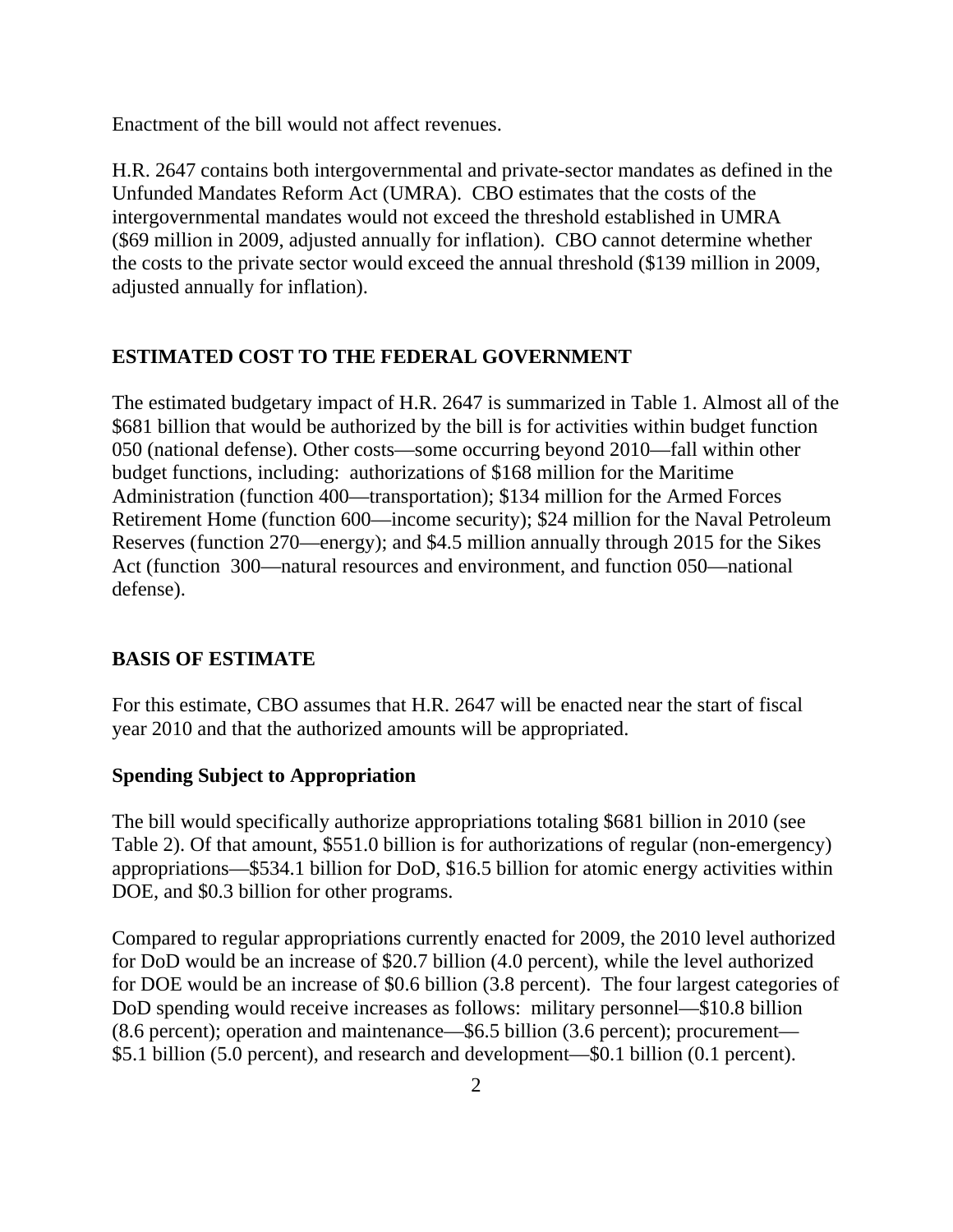Enactment of the bill would not affect revenues.

H.R. 2647 contains both intergovernmental and private-sector mandates as defined in the Unfunded Mandates Reform Act (UMRA). CBO estimates that the costs of the intergovernmental mandates would not exceed the threshold established in UMRA ($69 million in 2009, adjusted annually for inflation). CBO cannot determine whether the costs to the private sector would exceed the annual threshold ($139 million in 2009, adjusted annually for inflation).

## ESTIMATED COST TO THE FEDERAL GOVERNMENT

The estimated budgetary impact of H.R. 2647 is summarized in Table 1. Almost all of the $681 billion that would be authorized by the bill is for activities within budget function 050 (national defense). Other costs—some occurring beyond 2010—fall within other budget functions, including: authorizations of $168 million for the Maritime Administration (function 400—transportation); $134 million for the Armed Forces Retirement Home (function 600—income security); $24 million for the Naval Petroleum Reserves (function 270—energy); and $4.5 million annually through 2015 for the Sikes Act (function 300—natural resources and environment, and function 050—national defense).

## BASIS OF ESTIMATE

For this estimate, CBO assumes that H.R. 2647 will be enacted near the start of fiscal year 2010 and that the authorized amounts will be appropriated.

### Spending Subject to Appropriation

The bill would specifically authorize appropriations totaling $681 billion in 2010 (see Table 2). Of that amount, $551.0 billion is for authorizations of regular (non-emergency) appropriations—$534.1 billion for DoD, $16.5 billion for atomic energy activities within DOE, and $0.3 billion for other programs.

Compared to regular appropriations currently enacted for 2009, the 2010 level authorized for DoD would be an increase of $20.7 billion (4.0 percent), while the level authorized for DOE would be an increase of $0.6 billion (3.8 percent). The four largest categories of DoD spending would receive increases as follows: military personnel—$10.8 billion (8.6 percent); operation and maintenance—$6.5 billion (3.6 percent); procurement—$5.1 billion (5.0 percent), and research and development—$0.1 billion (0.1 percent).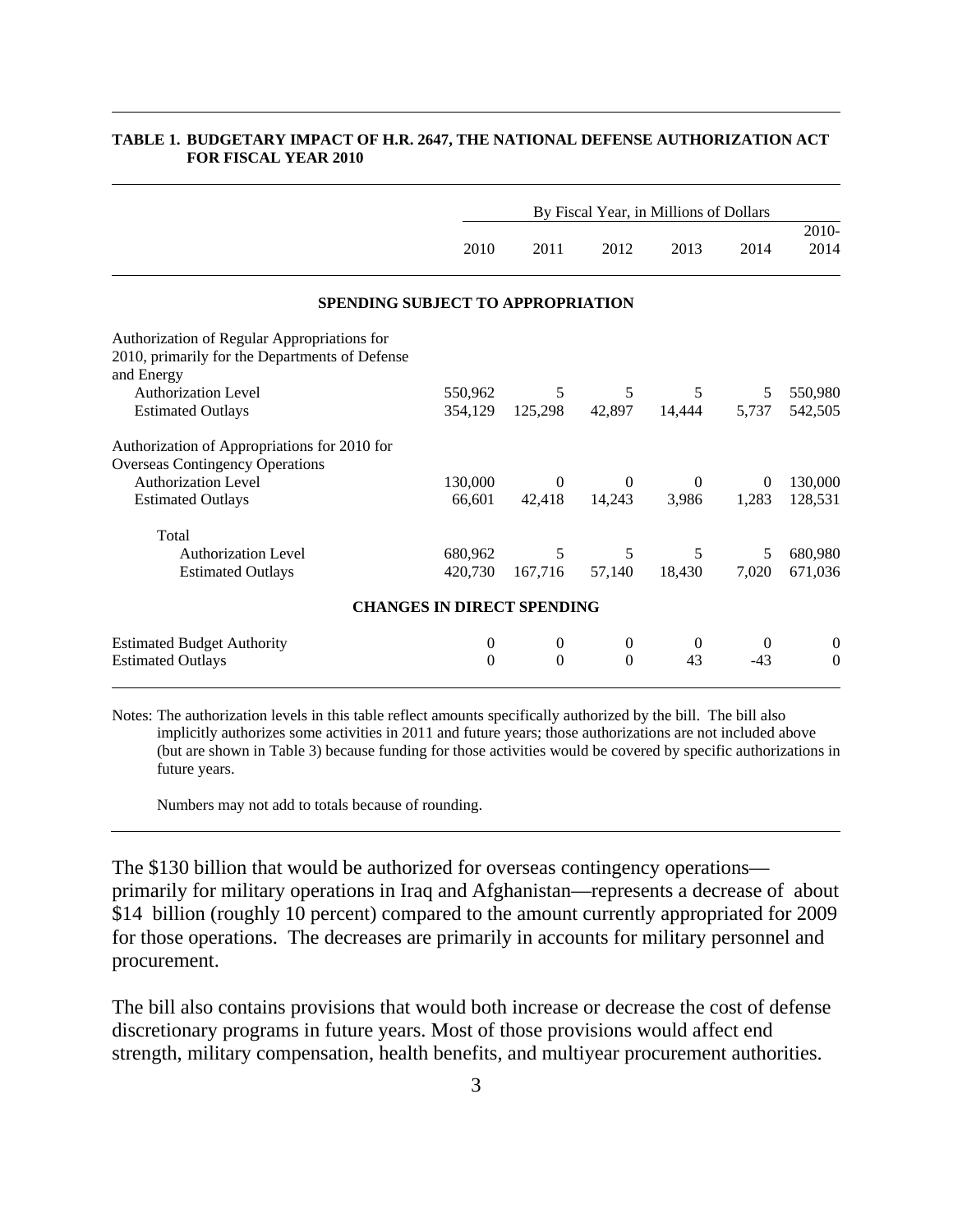**TABLE 1. BUDGETARY IMPACT OF H.R. 2647, THE NATIONAL DEFENSE AUTHORIZATION ACT FOR FISCAL YEAR 2010**

| | By Fiscal Year, in Millions of Dollars | | | | | |
|---|---|---|---|---|---|---|
| | 2010 | 2011 | 2012 | 2013 | 2014 | 2010-2014 |
| **SPENDING SUBJECT TO APPROPRIATION** | | | | | | |
| Authorization of Regular Appropriations for 2010, primarily for the Departments of Defense and Energy | | | | | | |
| Authorization Level | 550,962 | 5 | 5 | 5 | 5 | 550,980 |
| Estimated Outlays | 354,129 | 125,298 | 42,897 | 14,444 | 5,737 | 542,505 |
| Authorization of Appropriations for 2010 for Overseas Contingency Operations | | | | | | |
| Authorization Level | 130,000 | 0 | 0 | 0 | 0 | 130,000 |
| Estimated Outlays | 66,601 | 42,418 | 14,243 | 3,986 | 1,283 | 128,531 |
| Total | | | | | | |
| Authorization Level | 680,962 | 5 | 5 | 5 | 5 | 680,980 |
| Estimated Outlays | 420,730 | 167,716 | 57,140 | 18,430 | 7,020 | 671,036 |
| **CHANGES IN DIRECT SPENDING** | | | | | | |
| Estimated Budget Authority | 0 | 0 | 0 | 0 | 0 | 0 |
| Estimated Outlays | 0 | 0 | 0 | 43 | -43 | 0 |

Notes: The authorization levels in this table reflect amounts specifically authorized by the bill. The bill also implicitly authorizes some activities in 2011 and future years; those authorizations are not included above (but are shown in Table 3) because funding for those activities would be covered by specific authorizations in future years.

Numbers may not add to totals because of rounding.

The $130 billion that would be authorized for overseas contingency operations—primarily for military operations in Iraq and Afghanistan—represents a decrease of about $14 billion (roughly 10 percent) compared to the amount currently appropriated for 2009 for those operations. The decreases are primarily in accounts for military personnel and procurement.

The bill also contains provisions that would both increase or decrease the cost of defense discretionary programs in future years. Most of those provisions would affect end strength, military compensation, health benefits, and multiyear procurement authorities.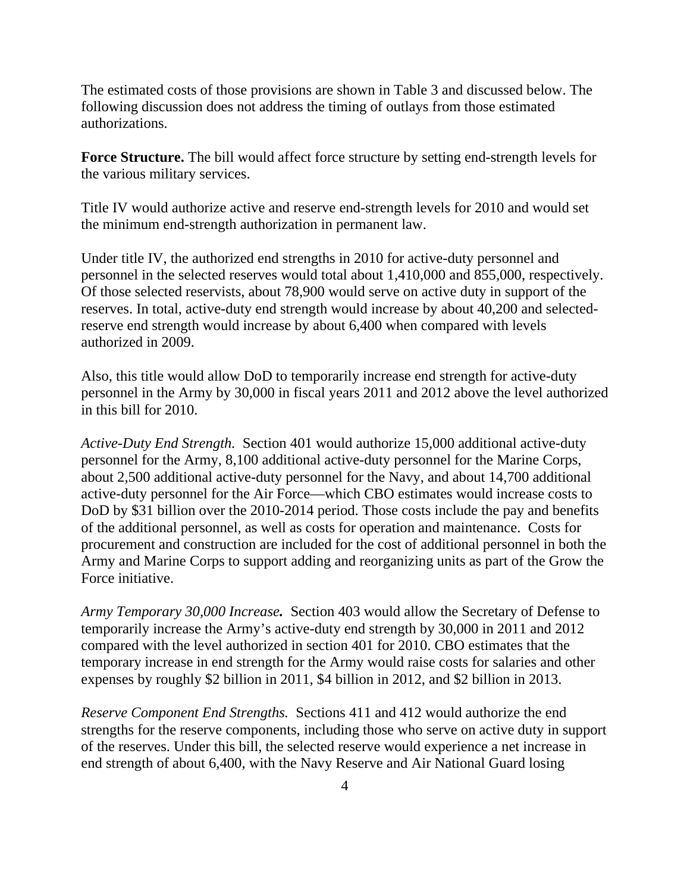The estimated costs of those provisions are shown in Table 3 and discussed below. The following discussion does not address the timing of outlays from those estimated authorizations.

**Force Structure.** The bill would affect force structure by setting end-strength levels for the various military services.

Title IV would authorize active and reserve end-strength levels for 2010 and would set the minimum end-strength authorization in permanent law.

Under title IV, the authorized end strengths in 2010 for active-duty personnel and personnel in the selected reserves would total about 1,410,000 and 855,000, respectively. Of those selected reservists, about 78,900 would serve on active duty in support of the reserves. In total, active-duty end strength would increase by about 40,200 and selected-reserve end strength would increase by about 6,400 when compared with levels authorized in 2009.

Also, this title would allow DoD to temporarily increase end strength for active-duty personnel in the Army by 30,000 in fiscal years 2011 and 2012 above the level authorized in this bill for 2010.

*Active-Duty End Strength.* Section 401 would authorize 15,000 additional active-duty personnel for the Army, 8,100 additional active-duty personnel for the Marine Corps, about 2,500 additional active-duty personnel for the Navy, and about 14,700 additional active-duty personnel for the Air Force—which CBO estimates would increase costs to DoD by $31 billion over the 2010-2014 period. Those costs include the pay and benefits of the additional personnel, as well as costs for operation and maintenance. Costs for procurement and construction are included for the cost of additional personnel in both the Army and Marine Corps to support adding and reorganizing units as part of the Grow the Force initiative.

***Army Temporary 30,000 Increase.*** Section 403 would allow the Secretary of Defense to temporarily increase the Army's active-duty end strength by 30,000 in 2011 and 2012 compared with the level authorized in section 401 for 2010. CBO estimates that the temporary increase in end strength for the Army would raise costs for salaries and other expenses by roughly $2 billion in 2011, $4 billion in 2012, and $2 billion in 2013.

*Reserve Component End Strengths.* Sections 411 and 412 would authorize the end strengths for the reserve components, including those who serve on active duty in support of the reserves. Under this bill, the selected reserve would experience a net increase in end strength of about 6,400, with the Navy Reserve and Air National Guard losing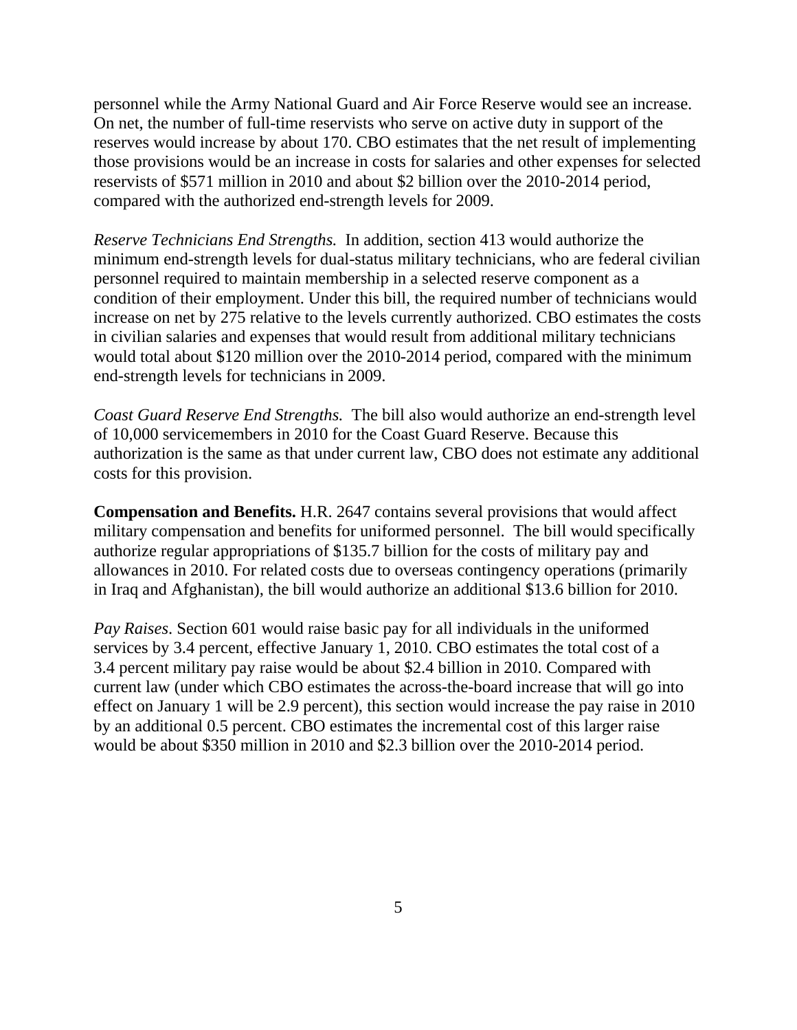personnel while the Army National Guard and Air Force Reserve would see an increase. On net, the number of full-time reservists who serve on active duty in support of the reserves would increase by about 170. CBO estimates that the net result of implementing those provisions would be an increase in costs for salaries and other expenses for selected reservists of $571 million in 2010 and about $2 billion over the 2010-2014 period, compared with the authorized end-strength levels for 2009.

*Reserve Technicians End Strengths.* In addition, section 413 would authorize the minimum end-strength levels for dual-status military technicians, who are federal civilian personnel required to maintain membership in a selected reserve component as a condition of their employment. Under this bill, the required number of technicians would increase on net by 275 relative to the levels currently authorized. CBO estimates the costs in civilian salaries and expenses that would result from additional military technicians would total about $120 million over the 2010-2014 period, compared with the minimum end-strength levels for technicians in 2009.

*Coast Guard Reserve End Strengths.* The bill also would authorize an end-strength level of 10,000 servicemembers in 2010 for the Coast Guard Reserve. Because this authorization is the same as that under current law, CBO does not estimate any additional costs for this provision.

**Compensation and Benefits.** H.R. 2647 contains several provisions that would affect military compensation and benefits for uniformed personnel. The bill would specifically authorize regular appropriations of $135.7 billion for the costs of military pay and allowances in 2010. For related costs due to overseas contingency operations (primarily in Iraq and Afghanistan), the bill would authorize an additional $13.6 billion for 2010.

*Pay Raises*. Section 601 would raise basic pay for all individuals in the uniformed services by 3.4 percent, effective January 1, 2010. CBO estimates the total cost of a 3.4 percent military pay raise would be about $2.4 billion in 2010. Compared with current law (under which CBO estimates the across-the-board increase that will go into effect on January 1 will be 2.9 percent), this section would increase the pay raise in 2010 by an additional 0.5 percent. CBO estimates the incremental cost of this larger raise would be about $350 million in 2010 and $2.3 billion over the 2010-2014 period.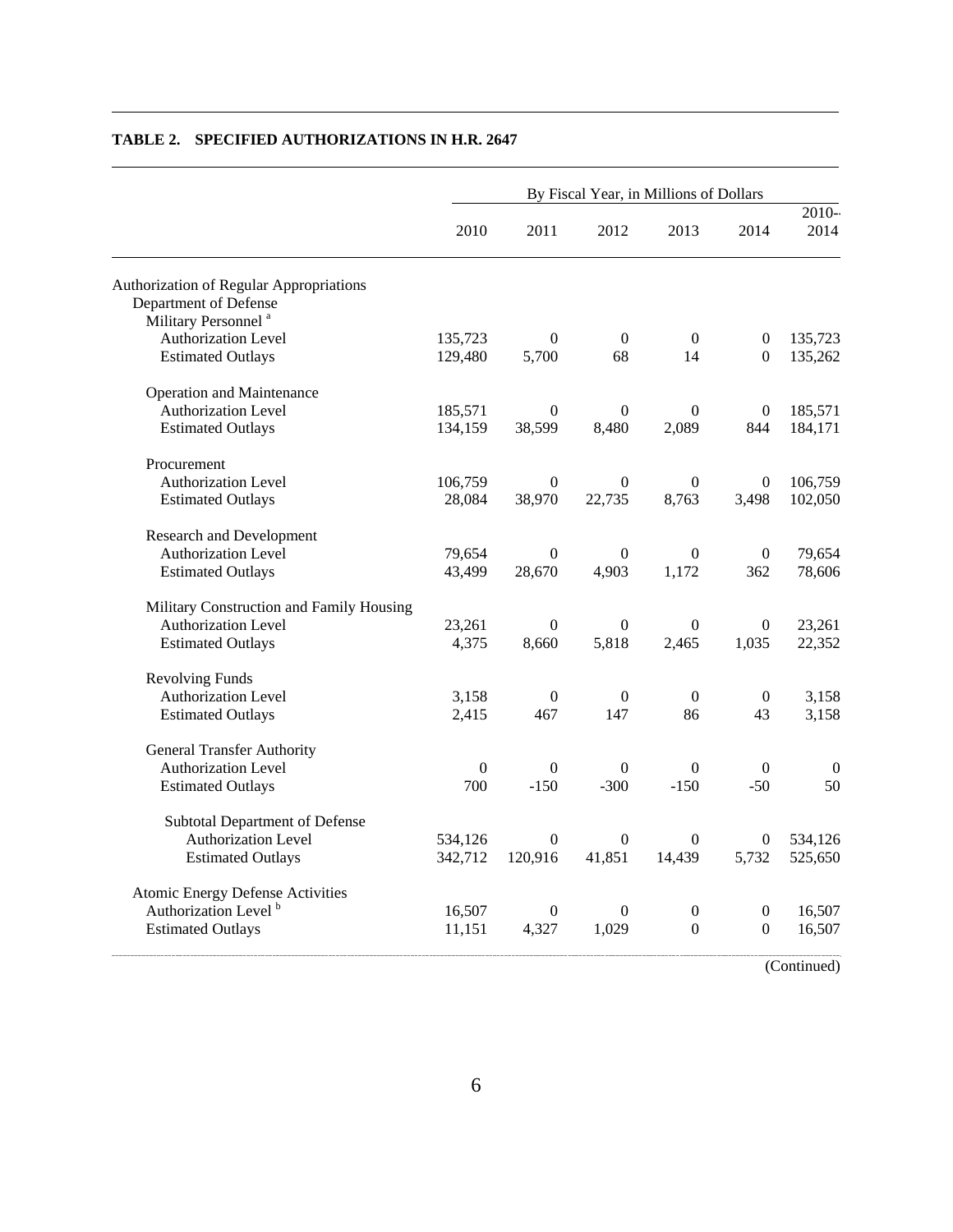**TABLE 2. SPECIFIED AUTHORIZATIONS IN H.R. 2647**

| | By Fiscal Year, in Millions of Dollars | | | | | |
|---|---|---|---|---|---|---|
| | 2010 | 2011 | 2012 | 2013 | 2014 | 2010-2014 |
| Authorization of Regular Appropriations | | | | | | |
| Department of Defense | | | | | | |
| Military Personnel [a] | | | | | | |
| Authorization Level | 135,723 | 0 | 0 | 0 | 0 | 135,723 |
| Estimated Outlays | 129,480 | 5,700 | 68 | 14 | 0 | 135,262 |
| Operation and Maintenance | | | | | | |
| Authorization Level | 185,571 | 0 | 0 | 0 | 0 | 185,571 |
| Estimated Outlays | 134,159 | 38,599 | 8,480 | 2,089 | 844 | 184,171 |
| Procurement | | | | | | |
| Authorization Level | 106,759 | 0 | 0 | 0 | 0 | 106,759 |
| Estimated Outlays | 28,084 | 38,970 | 22,735 | 8,763 | 3,498 | 102,050 |
| Research and Development | | | | | | |
| Authorization Level | 79,654 | 0 | 0 | 0 | 0 | 79,654 |
| Estimated Outlays | 43,499 | 28,670 | 4,903 | 1,172 | 362 | 78,606 |
| Military Construction and Family Housing | | | | | | |
| Authorization Level | 23,261 | 0 | 0 | 0 | 0 | 23,261 |
| Estimated Outlays | 4,375 | 8,660 | 5,818 | 2,465 | 1,035 | 22,352 |
| Revolving Funds | | | | | | |
| Authorization Level | 3,158 | 0 | 0 | 0 | 0 | 3,158 |
| Estimated Outlays | 2,415 | 467 | 147 | 86 | 43 | 3,158 |
| General Transfer Authority | | | | | | |
| Authorization Level | 0 | 0 | 0 | 0 | 0 | 0 |
| Estimated Outlays | 700 | -150 | -300 | -150 | -50 | 50 |
| Subtotal Department of Defense | | | | | | |
| Authorization Level | 534,126 | 0 | 0 | 0 | 0 | 534,126 |
| Estimated Outlays | 342,712 | 120,916 | 41,851 | 14,439 | 5,732 | 525,650 |
| Atomic Energy Defense Activities | | | | | | |
| Authorization Level [b] | 16,507 | 0 | 0 | 0 | 0 | 16,507 |
| Estimated Outlays | 11,151 | 4,327 | 1,029 | 0 | 0 | 16,507 |

(Continued)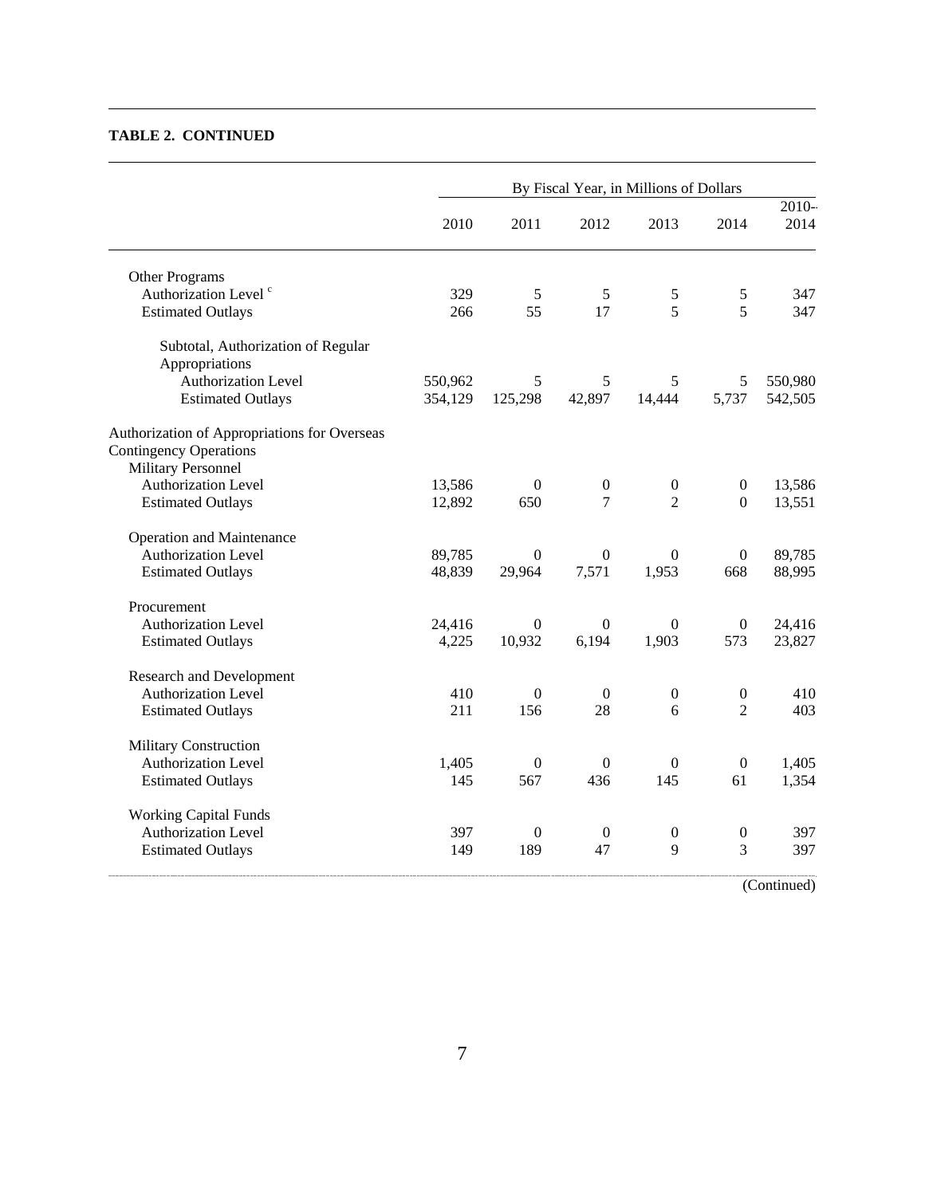**TABLE 2. CONTINUED**

| | By Fiscal Year, in Millions of Dollars | | | | | |
|---|---|---|---|---|---|---|
| | 2010 | 2011 | 2012 | 2013 | 2014 | 2010-2014 |
| Other Programs | | | | | | |
| Authorization Level [c] | 329 | 5 | 5 | 5 | 5 | 347 |
| Estimated Outlays | 266 | 55 | 17 | 5 | 5 | 347 |
| Subtotal, Authorization of Regular Appropriations | | | | | | |
| Authorization Level | 550,962 | 5 | 5 | 5 | 5 | 550,980 |
| Estimated Outlays | 354,129 | 125,298 | 42,897 | 14,444 | 5,737 | 542,505 |
| Authorization of Appropriations for Overseas Contingency Operations | | | | | | |
| Military Personnel | | | | | | |
| Authorization Level | 13,586 | 0 | 0 | 0 | 0 | 13,586 |
| Estimated Outlays | 12,892 | 650 | 7 | 2 | 0 | 13,551 |
| Operation and Maintenance | | | | | | |
| Authorization Level | 89,785 | 0 | 0 | 0 | 0 | 89,785 |
| Estimated Outlays | 48,839 | 29,964 | 7,571 | 1,953 | 668 | 88,995 |
| Procurement | | | | | | |
| Authorization Level | 24,416 | 0 | 0 | 0 | 0 | 24,416 |
| Estimated Outlays | 4,225 | 10,932 | 6,194 | 1,903 | 573 | 23,827 |
| Research and Development | | | | | | |
| Authorization Level | 410 | 0 | 0 | 0 | 0 | 410 |
| Estimated Outlays | 211 | 156 | 28 | 6 | 2 | 403 |
| Military Construction | | | | | | |
| Authorization Level | 1,405 | 0 | 0 | 0 | 0 | 1,405 |
| Estimated Outlays | 145 | 567 | 436 | 145 | 61 | 1,354 |
| Working Capital Funds | | | | | | |
| Authorization Level | 397 | 0 | 0 | 0 | 0 | 397 |
| Estimated Outlays | 149 | 189 | 47 | 9 | 3 | 397 |

(Continued)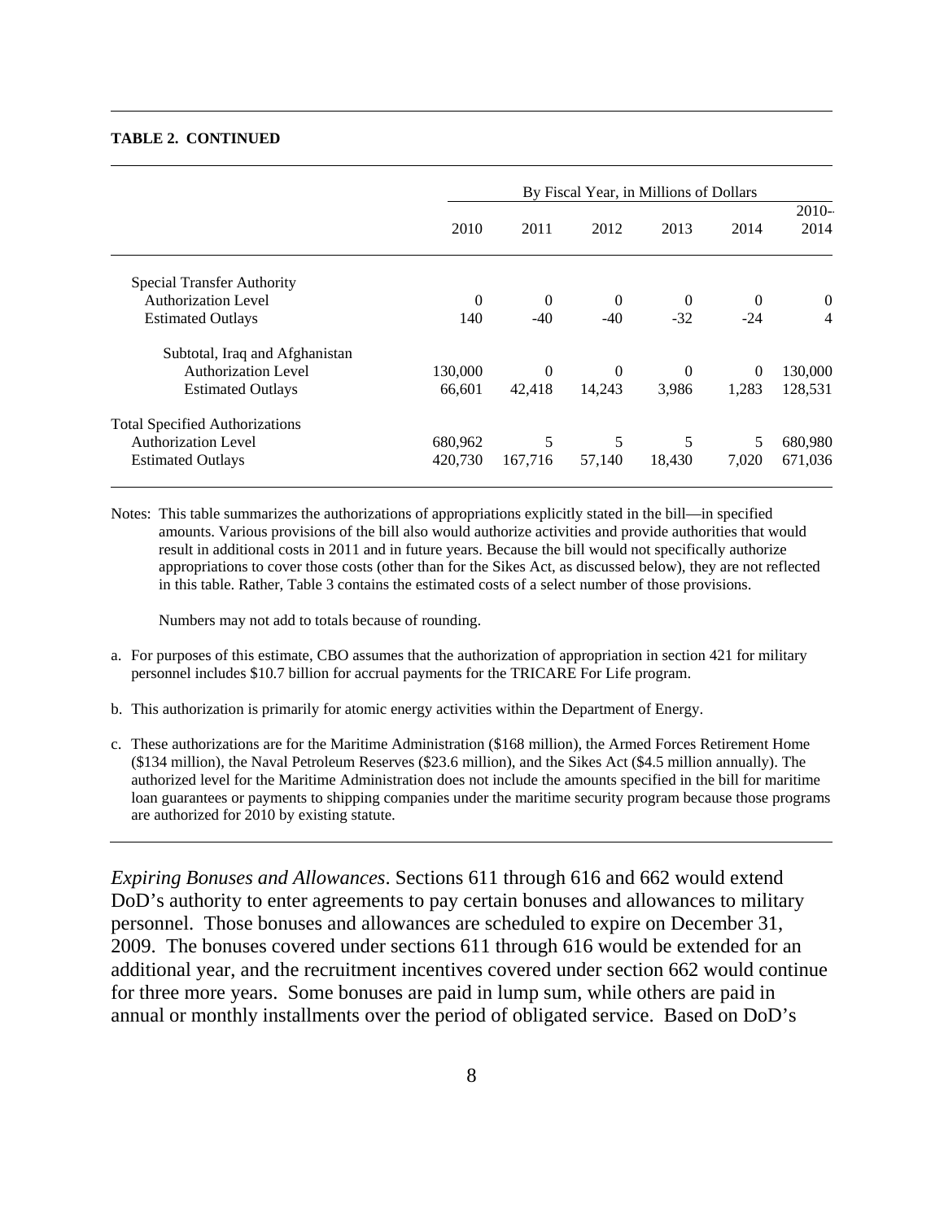**TABLE 2. CONTINUED**

| | By Fiscal Year, in Millions of Dollars | | | | | |
|---|---|---|---|---|---|---|
| | 2010 | 2011 | 2012 | 2013 | 2014 | 2010-2014 |
| Special Transfer Authority | | | | | | |
| Authorization Level | 0 | 0 | 0 | 0 | 0 | 0 |
| Estimated Outlays | 140 | -40 | -40 | -32 | -24 | 4 |
| Subtotal, Iraq and Afghanistan | | | | | | |
| Authorization Level | 130,000 | 0 | 0 | 0 | 0 | 130,000 |
| Estimated Outlays | 66,601 | 42,418 | 14,243 | 3,986 | 1,283 | 128,531 |
| Total Specified Authorizations | | | | | | |
| Authorization Level | 680,962 | 5 | 5 | 5 | 5 | 680,980 |
| Estimated Outlays | 420,730 | 167,716 | 57,140 | 18,430 | 7,020 | 671,036 |

Notes: This table summarizes the authorizations of appropriations explicitly stated in the bill—in specified amounts. Various provisions of the bill also would authorize activities and provide authorities that would result in additional costs in 2011 and in future years. Because the bill would not specifically authorize appropriations to cover those costs (other than for the Sikes Act, as discussed below), they are not reflected in this table. Rather, Table 3 contains the estimated costs of a select number of those provisions.

Numbers may not add to totals because of rounding.

a. For purposes of this estimate, CBO assumes that the authorization of appropriation in section 421 for military personnel includes $10.7 billion for accrual payments for the TRICARE For Life program.

b. This authorization is primarily for atomic energy activities within the Department of Energy.

c. These authorizations are for the Maritime Administration ($168 million), the Armed Forces Retirement Home ($134 million), the Naval Petroleum Reserves ($23.6 million), and the Sikes Act ($4.5 million annually). The authorized level for the Maritime Administration does not include the amounts specified in the bill for maritime loan guarantees or payments to shipping companies under the maritime security program because those programs are authorized for 2010 by existing statute.

*Expiring Bonuses and Allowances*. Sections 611 through 616 and 662 would extend DoD's authority to enter agreements to pay certain bonuses and allowances to military personnel. Those bonuses and allowances are scheduled to expire on December 31, 2009. The bonuses covered under sections 611 through 616 would be extended for an additional year, and the recruitment incentives covered under section 662 would continue for three more years. Some bonuses are paid in lump sum, while others are paid in annual or monthly installments over the period of obligated service. Based on DoD's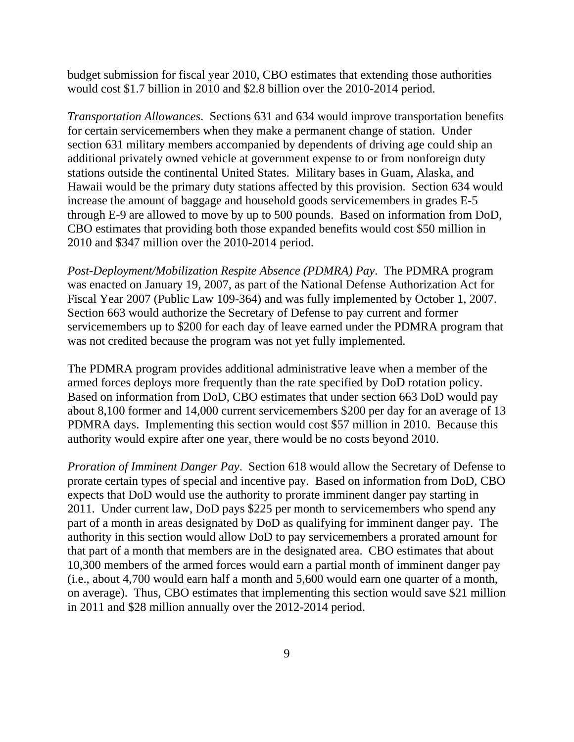budget submission for fiscal year 2010, CBO estimates that extending those authorities would cost $1.7 billion in 2010 and $2.8 billion over the 2010-2014 period.

*Transportation Allowances*. Sections 631 and 634 would improve transportation benefits for certain servicemembers when they make a permanent change of station. Under section 631 military members accompanied by dependents of driving age could ship an additional privately owned vehicle at government expense to or from nonforeign duty stations outside the continental United States. Military bases in Guam, Alaska, and Hawaii would be the primary duty stations affected by this provision. Section 634 would increase the amount of baggage and household goods servicemembers in grades E-5 through E-9 are allowed to move by up to 500 pounds. Based on information from DoD, CBO estimates that providing both those expanded benefits would cost $50 million in 2010 and $347 million over the 2010-2014 period.

*Post-Deployment/Mobilization Respite Absence (PDMRA) Pay*. The PDMRA program was enacted on January 19, 2007, as part of the National Defense Authorization Act for Fiscal Year 2007 (Public Law 109-364) and was fully implemented by October 1, 2007. Section 663 would authorize the Secretary of Defense to pay current and former servicemembers up to $200 for each day of leave earned under the PDMRA program that was not credited because the program was not yet fully implemented.

The PDMRA program provides additional administrative leave when a member of the armed forces deploys more frequently than the rate specified by DoD rotation policy. Based on information from DoD, CBO estimates that under section 663 DoD would pay about 8,100 former and 14,000 current servicemembers $200 per day for an average of 13 PDMRA days. Implementing this section would cost $57 million in 2010. Because this authority would expire after one year, there would be no costs beyond 2010.

*Proration of Imminent Danger Pay*. Section 618 would allow the Secretary of Defense to prorate certain types of special and incentive pay. Based on information from DoD, CBO expects that DoD would use the authority to prorate imminent danger pay starting in 2011. Under current law, DoD pays $225 per month to servicemembers who spend any part of a month in areas designated by DoD as qualifying for imminent danger pay. The authority in this section would allow DoD to pay servicemembers a prorated amount for that part of a month that members are in the designated area. CBO estimates that about 10,300 members of the armed forces would earn a partial month of imminent danger pay (i.e., about 4,700 would earn half a month and 5,600 would earn one quarter of a month, on average). Thus, CBO estimates that implementing this section would save $21 million in 2011 and $28 million annually over the 2012-2014 period.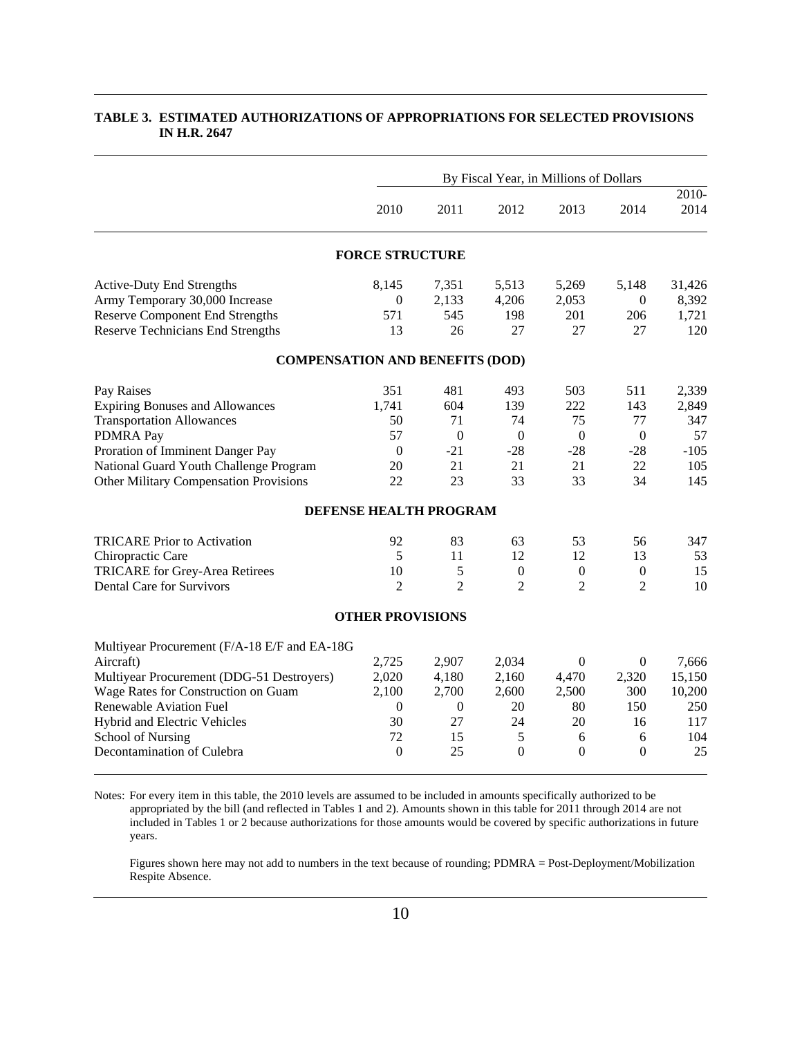**TABLE 3. ESTIMATED AUTHORIZATIONS OF APPROPRIATIONS FOR SELECTED PROVISIONS IN H.R. 2647**

| | By Fiscal Year, in Millions of Dollars | | | | | |
|---|---|---|---|---|---|---|
| | 2010 | 2011 | 2012 | 2013 | 2014 | 2010-2014 |
| **FORCE STRUCTURE** | | | | | | |
| Active-Duty End Strengths | 8,145 | 7,351 | 5,513 | 5,269 | 5,148 | 31,426 |
| Army Temporary 30,000 Increase | 0 | 2,133 | 4,206 | 2,053 | 0 | 8,392 |
| Reserve Component End Strengths | 571 | 545 | 198 | 201 | 206 | 1,721 |
| Reserve Technicians End Strengths | 13 | 26 | 27 | 27 | 27 | 120 |
| **COMPENSATION AND BENEFITS (DOD)** | | | | | | |
| Pay Raises | 351 | 481 | 493 | 503 | 511 | 2,339 |
| Expiring Bonuses and Allowances | 1,741 | 604 | 139 | 222 | 143 | 2,849 |
| Transportation Allowances | 50 | 71 | 74 | 75 | 77 | 347 |
| PDMRA Pay | 57 | 0 | 0 | 0 | 0 | 57 |
| Proration of Imminent Danger Pay | 0 | -21 | -28 | -28 | -28 | -105 |
| National Guard Youth Challenge Program | 20 | 21 | 21 | 21 | 22 | 105 |
| Other Military Compensation Provisions | 22 | 23 | 33 | 33 | 34 | 145 |
| **DEFENSE HEALTH PROGRAM** | | | | | | |
| TRICARE Prior to Activation | 92 | 83 | 63 | 53 | 56 | 347 |
| Chiropractic Care | 5 | 11 | 12 | 12 | 13 | 53 |
| TRICARE for Grey-Area Retirees | 10 | 5 | 0 | 0 | 0 | 15 |
| Dental Care for Survivors | 2 | 2 | 2 | 2 | 2 | 10 |
| **OTHER PROVISIONS** | | | | | | |
| Multiyear Procurement (F/A-18 E/F and EA-18G Aircraft) | 2,725 | 2,907 | 2,034 | 0 | 0 | 7,666 |
| Multiyear Procurement (DDG-51 Destroyers) | 2,020 | 4,180 | 2,160 | 4,470 | 2,320 | 15,150 |
| Wage Rates for Construction on Guam | 2,100 | 2,700 | 2,600 | 2,500 | 300 | 10,200 |
| Renewable Aviation Fuel | 0 | 0 | 20 | 80 | 150 | 250 |
| Hybrid and Electric Vehicles | 30 | 27 | 24 | 20 | 16 | 117 |
| School of Nursing | 72 | 15 | 5 | 6 | 6 | 104 |
| Decontamination of Culebra | 0 | 25 | 0 | 0 | 0 | 25 |

Notes: For every item in this table, the 2010 levels are assumed to be included in amounts specifically authorized to be appropriated by the bill (and reflected in Tables 1 and 2). Amounts shown in this table for 2011 through 2014 are not included in Tables 1 or 2 because authorizations for those amounts would be covered by specific authorizations in future years.

Figures shown here may not add to numbers in the text because of rounding; PDMRA = Post-Deployment/Mobilization Respite Absence.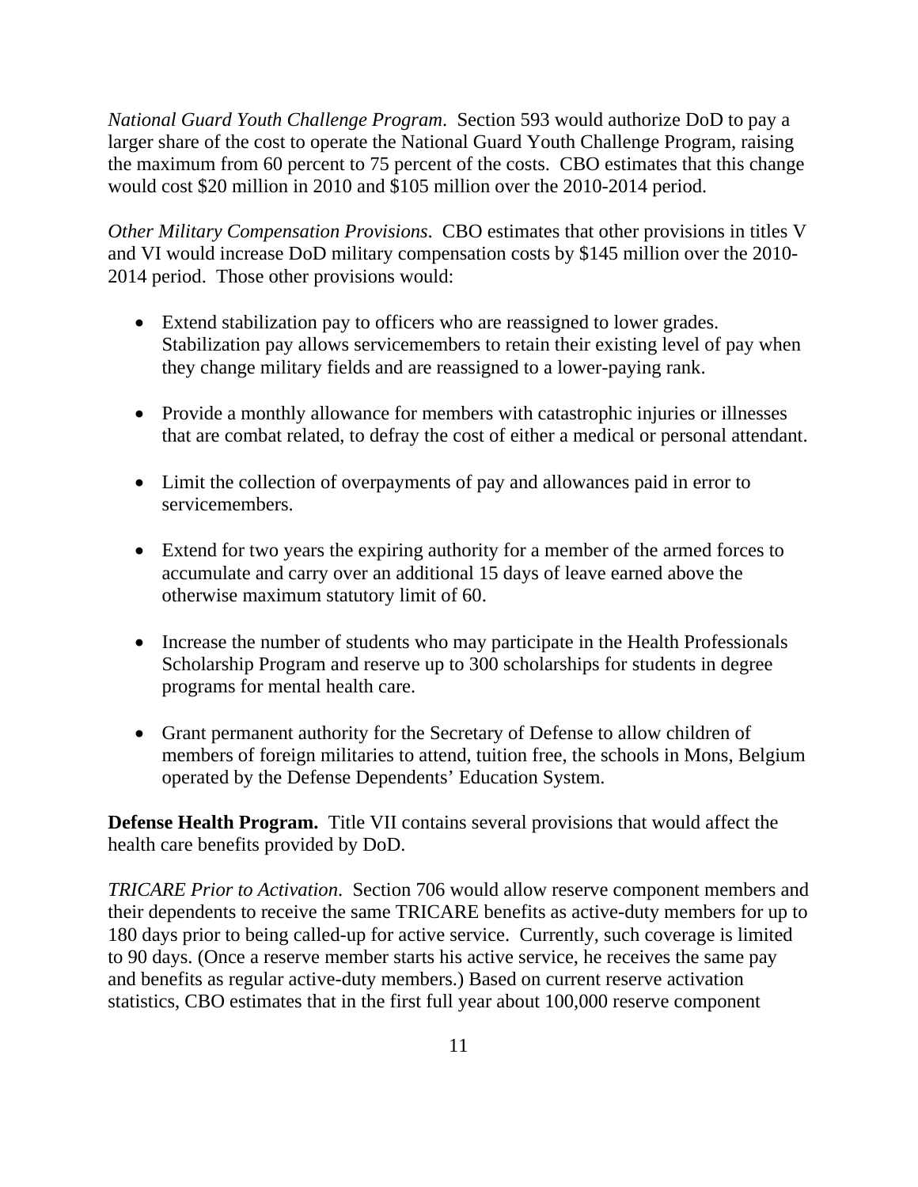*National Guard Youth Challenge Program*. Section 593 would authorize DoD to pay a larger share of the cost to operate the National Guard Youth Challenge Program, raising the maximum from 60 percent to 75 percent of the costs. CBO estimates that this change would cost $20 million in 2010 and $105 million over the 2010-2014 period.

*Other Military Compensation Provisions*. CBO estimates that other provisions in titles V and VI would increase DoD military compensation costs by $145 million over the 2010-2014 period. Those other provisions would:

- Extend stabilization pay to officers who are reassigned to lower grades. Stabilization pay allows servicemembers to retain their existing level of pay when they change military fields and are reassigned to a lower-paying rank.
- Provide a monthly allowance for members with catastrophic injuries or illnesses that are combat related, to defray the cost of either a medical or personal attendant.
- Limit the collection of overpayments of pay and allowances paid in error to servicemembers.
- Extend for two years the expiring authority for a member of the armed forces to accumulate and carry over an additional 15 days of leave earned above the otherwise maximum statutory limit of 60.
- Increase the number of students who may participate in the Health Professionals Scholarship Program and reserve up to 300 scholarships for students in degree programs for mental health care.
- Grant permanent authority for the Secretary of Defense to allow children of members of foreign militaries to attend, tuition free, the schools in Mons, Belgium operated by the Defense Dependents' Education System.

**Defense Health Program.** Title VII contains several provisions that would affect the health care benefits provided by DoD.

*TRICARE Prior to Activation*. Section 706 would allow reserve component members and their dependents to receive the same TRICARE benefits as active-duty members for up to 180 days prior to being called-up for active service. Currently, such coverage is limited to 90 days. (Once a reserve member starts his active service, he receives the same pay and benefits as regular active-duty members.) Based on current reserve activation statistics, CBO estimates that in the first full year about 100,000 reserve component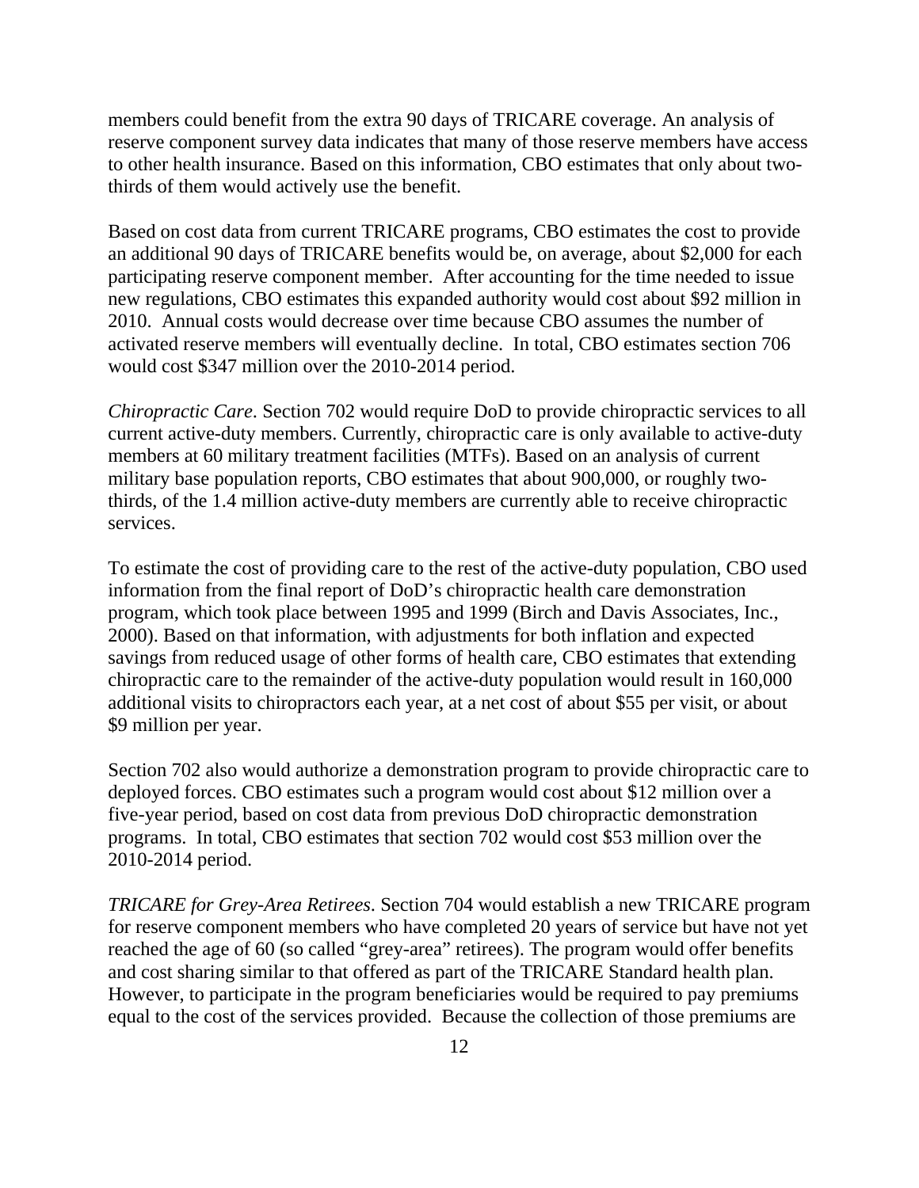members could benefit from the extra 90 days of TRICARE coverage. An analysis of reserve component survey data indicates that many of those reserve members have access to other health insurance. Based on this information, CBO estimates that only about two-thirds of them would actively use the benefit.

Based on cost data from current TRICARE programs, CBO estimates the cost to provide an additional 90 days of TRICARE benefits would be, on average, about $2,000 for each participating reserve component member. After accounting for the time needed to issue new regulations, CBO estimates this expanded authority would cost about $92 million in 2010. Annual costs would decrease over time because CBO assumes the number of activated reserve members will eventually decline. In total, CBO estimates section 706 would cost $347 million over the 2010-2014 period.

*Chiropractic Care*. Section 702 would require DoD to provide chiropractic services to all current active-duty members. Currently, chiropractic care is only available to active-duty members at 60 military treatment facilities (MTFs). Based on an analysis of current military base population reports, CBO estimates that about 900,000, or roughly two-thirds, of the 1.4 million active-duty members are currently able to receive chiropractic services.

To estimate the cost of providing care to the rest of the active-duty population, CBO used information from the final report of DoD's chiropractic health care demonstration program, which took place between 1995 and 1999 (Birch and Davis Associates, Inc., 2000). Based on that information, with adjustments for both inflation and expected savings from reduced usage of other forms of health care, CBO estimates that extending chiropractic care to the remainder of the active-duty population would result in 160,000 additional visits to chiropractors each year, at a net cost of about $55 per visit, or about $9 million per year.

Section 702 also would authorize a demonstration program to provide chiropractic care to deployed forces. CBO estimates such a program would cost about $12 million over a five-year period, based on cost data from previous DoD chiropractic demonstration programs. In total, CBO estimates that section 702 would cost $53 million over the 2010-2014 period.

*TRICARE for Grey-Area Retirees*. Section 704 would establish a new TRICARE program for reserve component members who have completed 20 years of service but have not yet reached the age of 60 (so called "grey-area" retirees). The program would offer benefits and cost sharing similar to that offered as part of the TRICARE Standard health plan. However, to participate in the program beneficiaries would be required to pay premiums equal to the cost of the services provided. Because the collection of those premiums are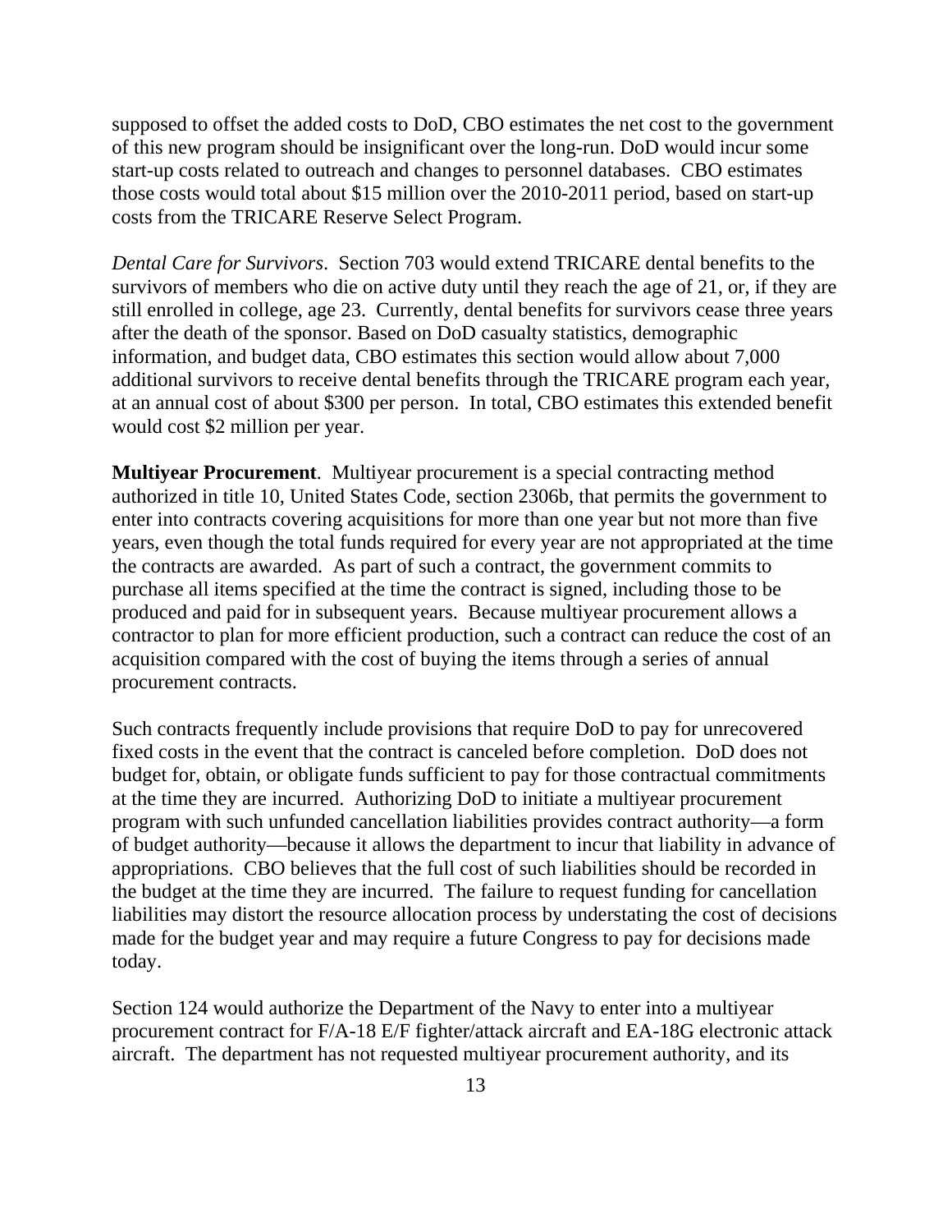supposed to offset the added costs to DoD, CBO estimates the net cost to the government of this new program should be insignificant over the long-run. DoD would incur some start-up costs related to outreach and changes to personnel databases. CBO estimates those costs would total about $15 million over the 2010-2011 period, based on start-up costs from the TRICARE Reserve Select Program.

*Dental Care for Survivors*. Section 703 would extend TRICARE dental benefits to the survivors of members who die on active duty until they reach the age of 21, or, if they are still enrolled in college, age 23. Currently, dental benefits for survivors cease three years after the death of the sponsor. Based on DoD casualty statistics, demographic information, and budget data, CBO estimates this section would allow about 7,000 additional survivors to receive dental benefits through the TRICARE program each year, at an annual cost of about $300 per person. In total, CBO estimates this extended benefit would cost $2 million per year.

**Multiyear Procurement**. Multiyear procurement is a special contracting method authorized in title 10, United States Code, section 2306b, that permits the government to enter into contracts covering acquisitions for more than one year but not more than five years, even though the total funds required for every year are not appropriated at the time the contracts are awarded. As part of such a contract, the government commits to purchase all items specified at the time the contract is signed, including those to be produced and paid for in subsequent years. Because multiyear procurement allows a contractor to plan for more efficient production, such a contract can reduce the cost of an acquisition compared with the cost of buying the items through a series of annual procurement contracts.

Such contracts frequently include provisions that require DoD to pay for unrecovered fixed costs in the event that the contract is canceled before completion. DoD does not budget for, obtain, or obligate funds sufficient to pay for those contractual commitments at the time they are incurred. Authorizing DoD to initiate a multiyear procurement program with such unfunded cancellation liabilities provides contract authority—a form of budget authority—because it allows the department to incur that liability in advance of appropriations. CBO believes that the full cost of such liabilities should be recorded in the budget at the time they are incurred. The failure to request funding for cancellation liabilities may distort the resource allocation process by understating the cost of decisions made for the budget year and may require a future Congress to pay for decisions made today.

Section 124 would authorize the Department of the Navy to enter into a multiyear procurement contract for F/A-18 E/F fighter/attack aircraft and EA-18G electronic attack aircraft. The department has not requested multiyear procurement authority, and its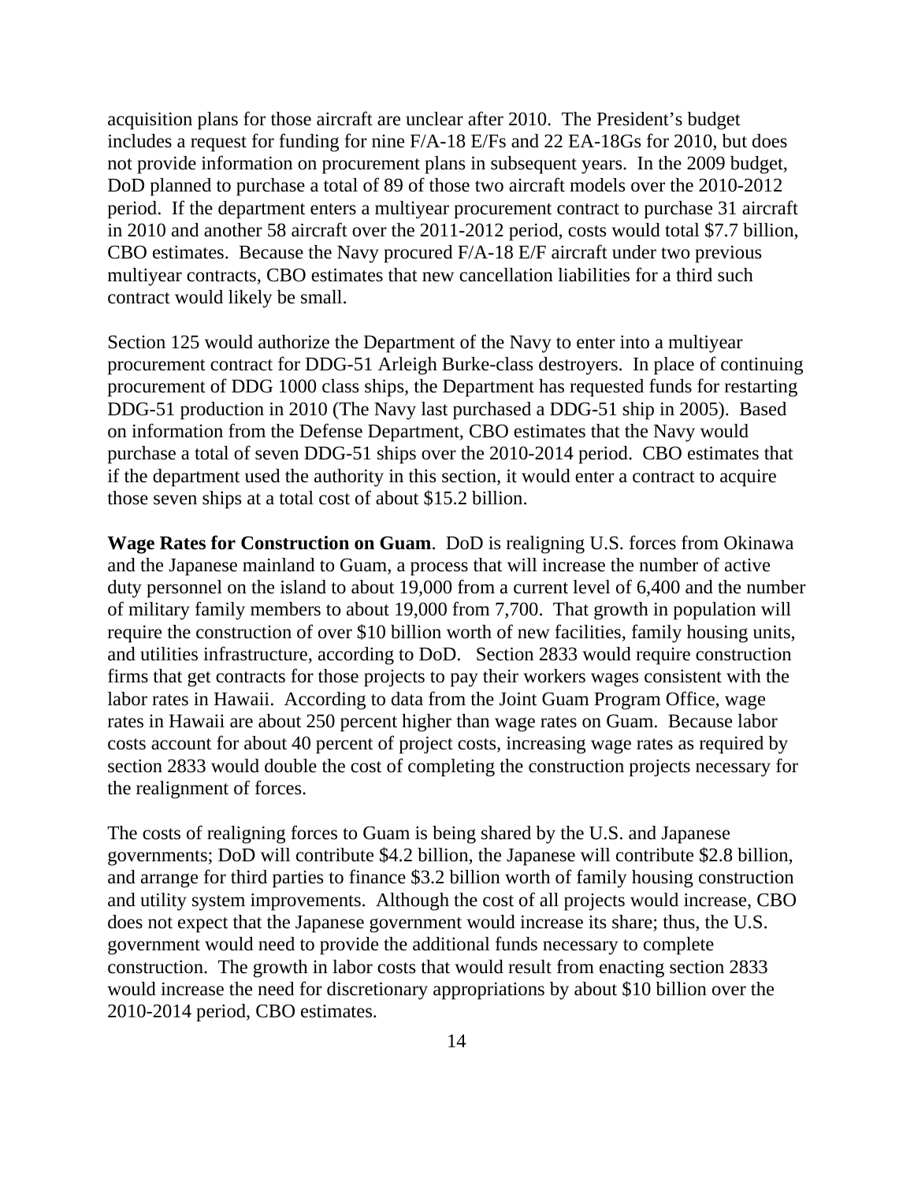acquisition plans for those aircraft are unclear after 2010. The President's budget includes a request for funding for nine F/A-18 E/Fs and 22 EA-18Gs for 2010, but does not provide information on procurement plans in subsequent years. In the 2009 budget, DoD planned to purchase a total of 89 of those two aircraft models over the 2010-2012 period. If the department enters a multiyear procurement contract to purchase 31 aircraft in 2010 and another 58 aircraft over the 2011-2012 period, costs would total $7.7 billion, CBO estimates. Because the Navy procured F/A-18 E/F aircraft under two previous multiyear contracts, CBO estimates that new cancellation liabilities for a third such contract would likely be small.

Section 125 would authorize the Department of the Navy to enter into a multiyear procurement contract for DDG-51 Arleigh Burke-class destroyers. In place of continuing procurement of DDG 1000 class ships, the Department has requested funds for restarting DDG-51 production in 2010 (The Navy last purchased a DDG-51 ship in 2005). Based on information from the Defense Department, CBO estimates that the Navy would purchase a total of seven DDG-51 ships over the 2010-2014 period. CBO estimates that if the department used the authority in this section, it would enter a contract to acquire those seven ships at a total cost of about $15.2 billion.

**Wage Rates for Construction on Guam**. DoD is realigning U.S. forces from Okinawa and the Japanese mainland to Guam, a process that will increase the number of active duty personnel on the island to about 19,000 from a current level of 6,400 and the number of military family members to about 19,000 from 7,700. That growth in population will require the construction of over $10 billion worth of new facilities, family housing units, and utilities infrastructure, according to DoD. Section 2833 would require construction firms that get contracts for those projects to pay their workers wages consistent with the labor rates in Hawaii. According to data from the Joint Guam Program Office, wage rates in Hawaii are about 250 percent higher than wage rates on Guam. Because labor costs account for about 40 percent of project costs, increasing wage rates as required by section 2833 would double the cost of completing the construction projects necessary for the realignment of forces.

The costs of realigning forces to Guam is being shared by the U.S. and Japanese governments; DoD will contribute $4.2 billion, the Japanese will contribute $2.8 billion, and arrange for third parties to finance $3.2 billion worth of family housing construction and utility system improvements. Although the cost of all projects would increase, CBO does not expect that the Japanese government would increase its share; thus, the U.S. government would need to provide the additional funds necessary to complete construction. The growth in labor costs that would result from enacting section 2833 would increase the need for discretionary appropriations by about $10 billion over the 2010-2014 period, CBO estimates.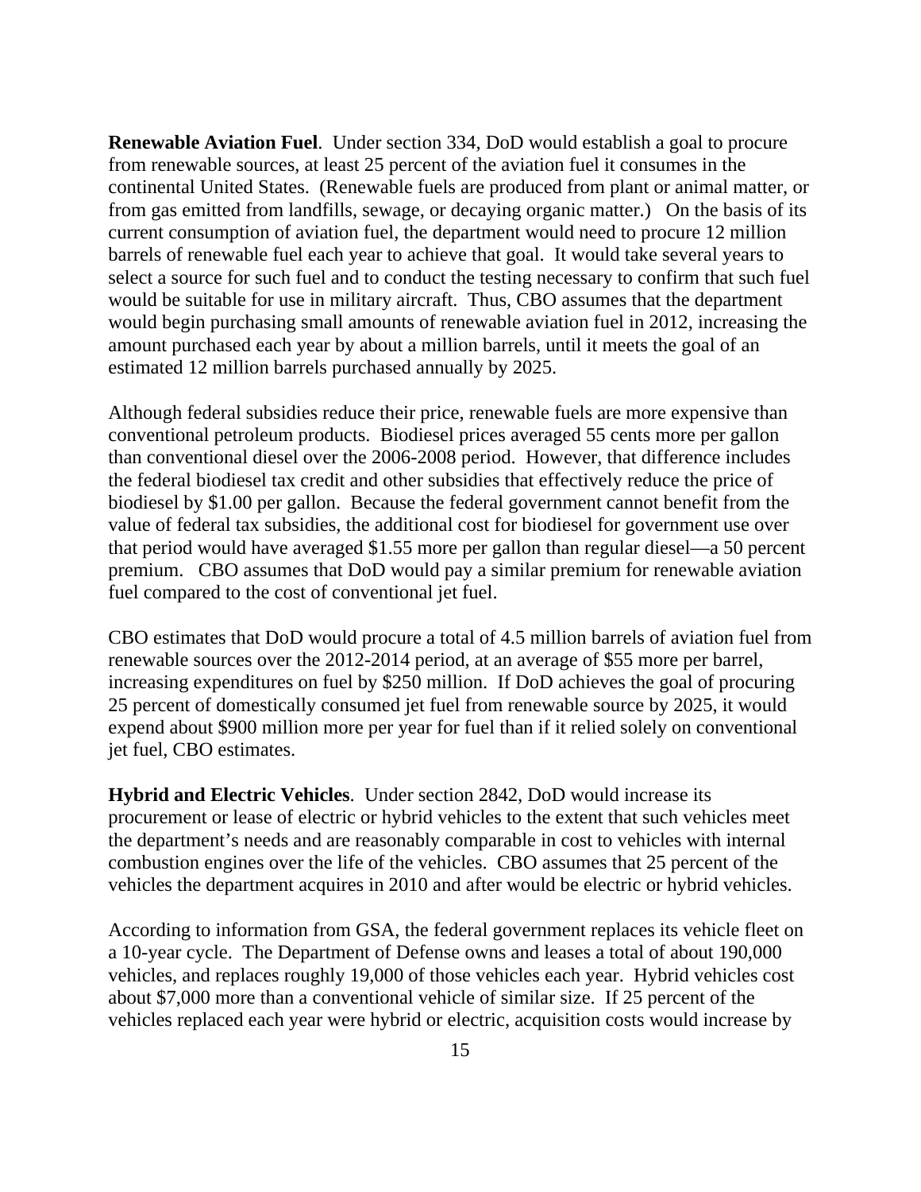**Renewable Aviation Fuel**. Under section 334, DoD would establish a goal to procure from renewable sources, at least 25 percent of the aviation fuel it consumes in the continental United States. (Renewable fuels are produced from plant or animal matter, or from gas emitted from landfills, sewage, or decaying organic matter.) On the basis of its current consumption of aviation fuel, the department would need to procure 12 million barrels of renewable fuel each year to achieve that goal. It would take several years to select a source for such fuel and to conduct the testing necessary to confirm that such fuel would be suitable for use in military aircraft. Thus, CBO assumes that the department would begin purchasing small amounts of renewable aviation fuel in 2012, increasing the amount purchased each year by about a million barrels, until it meets the goal of an estimated 12 million barrels purchased annually by 2025.

Although federal subsidies reduce their price, renewable fuels are more expensive than conventional petroleum products. Biodiesel prices averaged 55 cents more per gallon than conventional diesel over the 2006-2008 period. However, that difference includes the federal biodiesel tax credit and other subsidies that effectively reduce the price of biodiesel by $1.00 per gallon. Because the federal government cannot benefit from the value of federal tax subsidies, the additional cost for biodiesel for government use over that period would have averaged $1.55 more per gallon than regular diesel—a 50 percent premium. CBO assumes that DoD would pay a similar premium for renewable aviation fuel compared to the cost of conventional jet fuel.

CBO estimates that DoD would procure a total of 4.5 million barrels of aviation fuel from renewable sources over the 2012-2014 period, at an average of $55 more per barrel, increasing expenditures on fuel by $250 million. If DoD achieves the goal of procuring 25 percent of domestically consumed jet fuel from renewable source by 2025, it would expend about $900 million more per year for fuel than if it relied solely on conventional jet fuel, CBO estimates.

**Hybrid and Electric Vehicles**. Under section 2842, DoD would increase its procurement or lease of electric or hybrid vehicles to the extent that such vehicles meet the department's needs and are reasonably comparable in cost to vehicles with internal combustion engines over the life of the vehicles. CBO assumes that 25 percent of the vehicles the department acquires in 2010 and after would be electric or hybrid vehicles.

According to information from GSA, the federal government replaces its vehicle fleet on a 10-year cycle. The Department of Defense owns and leases a total of about 190,000 vehicles, and replaces roughly 19,000 of those vehicles each year. Hybrid vehicles cost about $7,000 more than a conventional vehicle of similar size. If 25 percent of the vehicles replaced each year were hybrid or electric, acquisition costs would increase by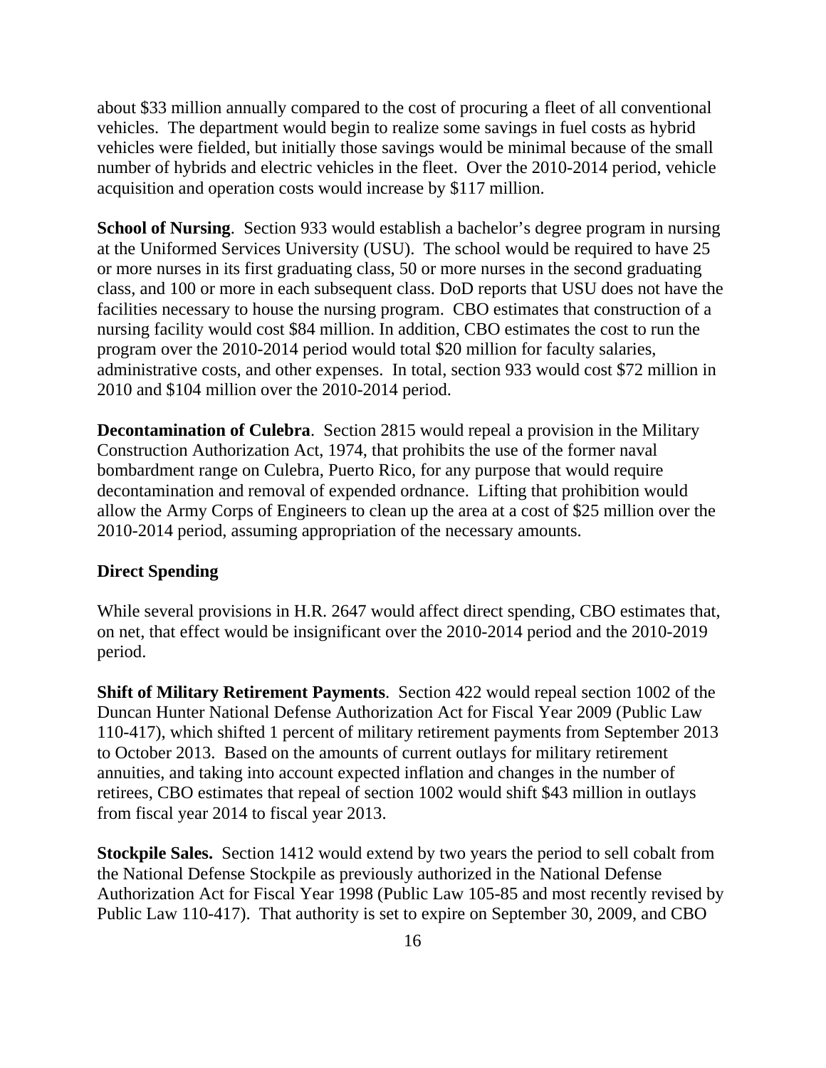about $33 million annually compared to the cost of procuring a fleet of all conventional vehicles. The department would begin to realize some savings in fuel costs as hybrid vehicles were fielded, but initially those savings would be minimal because of the small number of hybrids and electric vehicles in the fleet. Over the 2010-2014 period, vehicle acquisition and operation costs would increase by $117 million.

**School of Nursing**. Section 933 would establish a bachelor's degree program in nursing at the Uniformed Services University (USU). The school would be required to have 25 or more nurses in its first graduating class, 50 or more nurses in the second graduating class, and 100 or more in each subsequent class. DoD reports that USU does not have the facilities necessary to house the nursing program. CBO estimates that construction of a nursing facility would cost $84 million. In addition, CBO estimates the cost to run the program over the 2010-2014 period would total $20 million for faculty salaries, administrative costs, and other expenses. In total, section 933 would cost $72 million in 2010 and $104 million over the 2010-2014 period.

**Decontamination of Culebra**. Section 2815 would repeal a provision in the Military Construction Authorization Act, 1974, that prohibits the use of the former naval bombardment range on Culebra, Puerto Rico, for any purpose that would require decontamination and removal of expended ordnance. Lifting that prohibition would allow the Army Corps of Engineers to clean up the area at a cost of $25 million over the 2010-2014 period, assuming appropriation of the necessary amounts.

**Direct Spending**

While several provisions in H.R. 2647 would affect direct spending, CBO estimates that, on net, that effect would be insignificant over the 2010-2014 period and the 2010-2019 period.

**Shift of Military Retirement Payments**. Section 422 would repeal section 1002 of the Duncan Hunter National Defense Authorization Act for Fiscal Year 2009 (Public Law 110-417), which shifted 1 percent of military retirement payments from September 2013 to October 2013. Based on the amounts of current outlays for military retirement annuities, and taking into account expected inflation and changes in the number of retirees, CBO estimates that repeal of section 1002 would shift $43 million in outlays from fiscal year 2014 to fiscal year 2013.

**Stockpile Sales.** Section 1412 would extend by two years the period to sell cobalt from the National Defense Stockpile as previously authorized in the National Defense Authorization Act for Fiscal Year 1998 (Public Law 105-85 and most recently revised by Public Law 110-417). That authority is set to expire on September 30, 2009, and CBO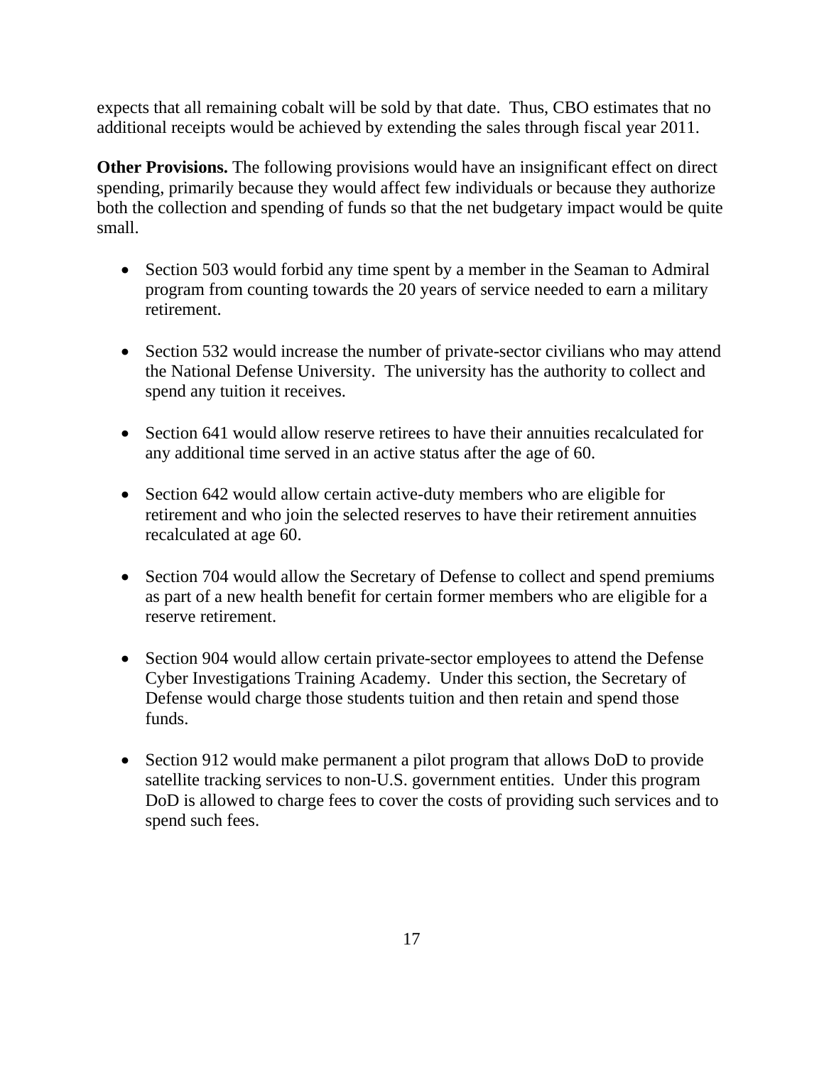expects that all remaining cobalt will be sold by that date. Thus, CBO estimates that no additional receipts would be achieved by extending the sales through fiscal year 2011.

**Other Provisions.** The following provisions would have an insignificant effect on direct spending, primarily because they would affect few individuals or because they authorize both the collection and spending of funds so that the net budgetary impact would be quite small.

- Section 503 would forbid any time spent by a member in the Seaman to Admiral program from counting towards the 20 years of service needed to earn a military retirement.

- Section 532 would increase the number of private-sector civilians who may attend the National Defense University. The university has the authority to collect and spend any tuition it receives.

- Section 641 would allow reserve retirees to have their annuities recalculated for any additional time served in an active status after the age of 60.

- Section 642 would allow certain active-duty members who are eligible for retirement and who join the selected reserves to have their retirement annuities recalculated at age 60.

- Section 704 would allow the Secretary of Defense to collect and spend premiums as part of a new health benefit for certain former members who are eligible for a reserve retirement.

- Section 904 would allow certain private-sector employees to attend the Defense Cyber Investigations Training Academy. Under this section, the Secretary of Defense would charge those students tuition and then retain and spend those funds.

- Section 912 would make permanent a pilot program that allows DoD to provide satellite tracking services to non-U.S. government entities. Under this program DoD is allowed to charge fees to cover the costs of providing such services and to spend such fees.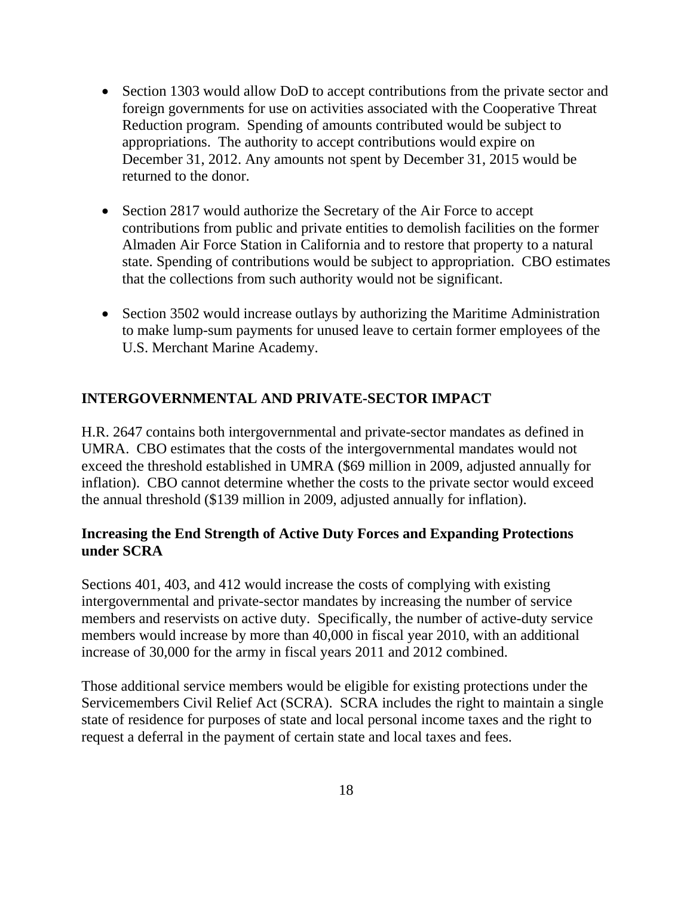- Section 1303 would allow DoD to accept contributions from the private sector and foreign governments for use on activities associated with the Cooperative Threat Reduction program. Spending of amounts contributed would be subject to appropriations. The authority to accept contributions would expire on December 31, 2012. Any amounts not spent by December 31, 2015 would be returned to the donor.

- Section 2817 would authorize the Secretary of the Air Force to accept contributions from public and private entities to demolish facilities on the former Almaden Air Force Station in California and to restore that property to a natural state. Spending of contributions would be subject to appropriation. CBO estimates that the collections from such authority would not be significant.

- Section 3502 would increase outlays by authorizing the Maritime Administration to make lump-sum payments for unused leave to certain former employees of the U.S. Merchant Marine Academy.

## INTERGOVERNMENTAL AND PRIVATE-SECTOR IMPACT

H.R. 2647 contains both intergovernmental and private-sector mandates as defined in UMRA. CBO estimates that the costs of the intergovernmental mandates would not exceed the threshold established in UMRA ($69 million in 2009, adjusted annually for inflation). CBO cannot determine whether the costs to the private sector would exceed the annual threshold ($139 million in 2009, adjusted annually for inflation).

### Increasing the End Strength of Active Duty Forces and Expanding Protections under SCRA

Sections 401, 403, and 412 would increase the costs of complying with existing intergovernmental and private-sector mandates by increasing the number of service members and reservists on active duty. Specifically, the number of active-duty service members would increase by more than 40,000 in fiscal year 2010, with an additional increase of 30,000 for the army in fiscal years 2011 and 2012 combined.

Those additional service members would be eligible for existing protections under the Servicemembers Civil Relief Act (SCRA). SCRA includes the right to maintain a single state of residence for purposes of state and local personal income taxes and the right to request a deferral in the payment of certain state and local taxes and fees.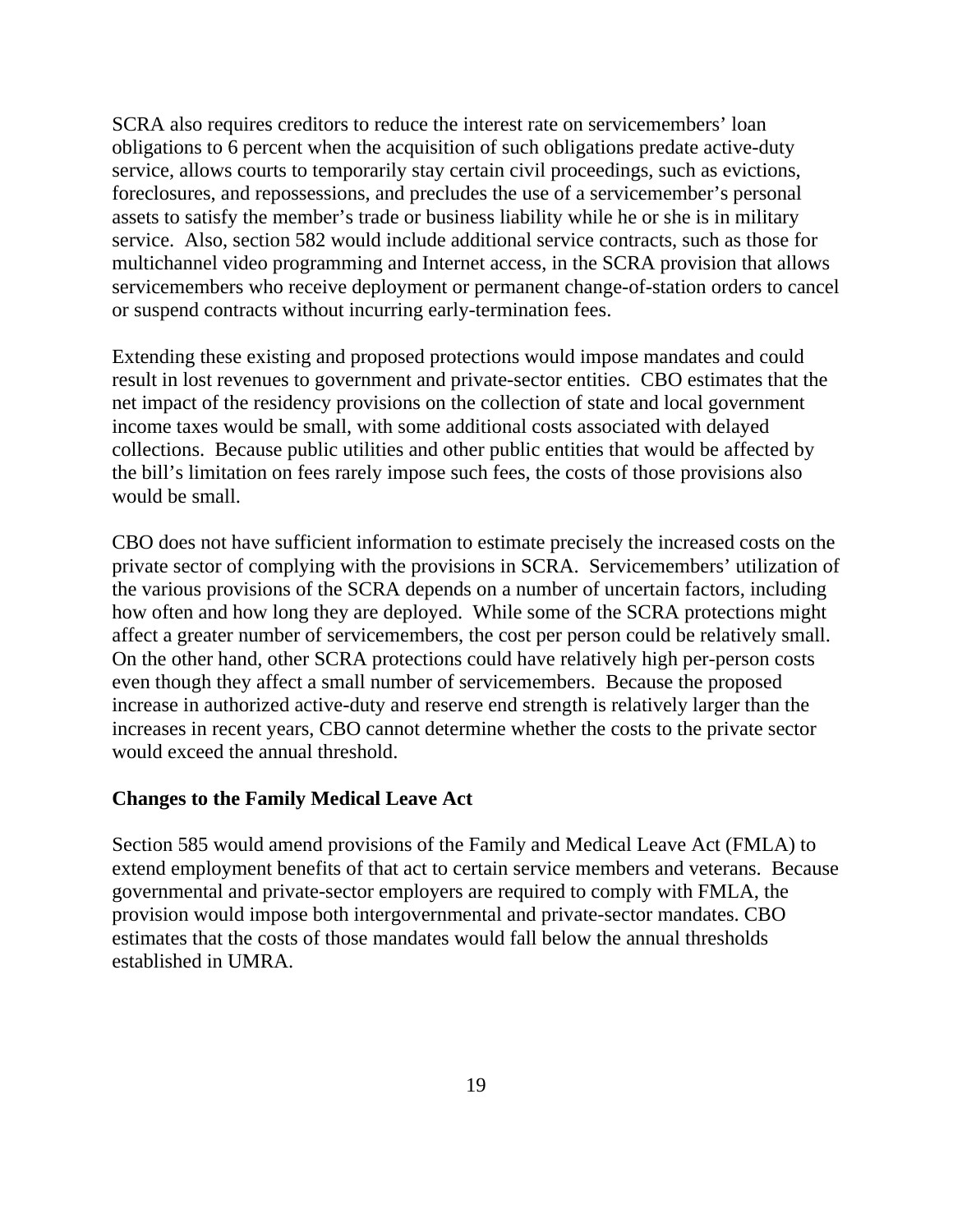SCRA also requires creditors to reduce the interest rate on servicemembers' loan obligations to 6 percent when the acquisition of such obligations predate active-duty service, allows courts to temporarily stay certain civil proceedings, such as evictions, foreclosures, and repossessions, and precludes the use of a servicemember's personal assets to satisfy the member's trade or business liability while he or she is in military service. Also, section 582 would include additional service contracts, such as those for multichannel video programming and Internet access, in the SCRA provision that allows servicemembers who receive deployment or permanent change-of-station orders to cancel or suspend contracts without incurring early-termination fees.

Extending these existing and proposed protections would impose mandates and could result in lost revenues to government and private-sector entities. CBO estimates that the net impact of the residency provisions on the collection of state and local government income taxes would be small, with some additional costs associated with delayed collections. Because public utilities and other public entities that would be affected by the bill's limitation on fees rarely impose such fees, the costs of those provisions also would be small.

CBO does not have sufficient information to estimate precisely the increased costs on the private sector of complying with the provisions in SCRA. Servicemembers' utilization of the various provisions of the SCRA depends on a number of uncertain factors, including how often and how long they are deployed. While some of the SCRA protections might affect a greater number of servicemembers, the cost per person could be relatively small. On the other hand, other SCRA protections could have relatively high per-person costs even though they affect a small number of servicemembers. Because the proposed increase in authorized active-duty and reserve end strength is relatively larger than the increases in recent years, CBO cannot determine whether the costs to the private sector would exceed the annual threshold.

**Changes to the Family Medical Leave Act**

Section 585 would amend provisions of the Family and Medical Leave Act (FMLA) to extend employment benefits of that act to certain service members and veterans. Because governmental and private-sector employers are required to comply with FMLA, the provision would impose both intergovernmental and private-sector mandates. CBO estimates that the costs of those mandates would fall below the annual thresholds established in UMRA.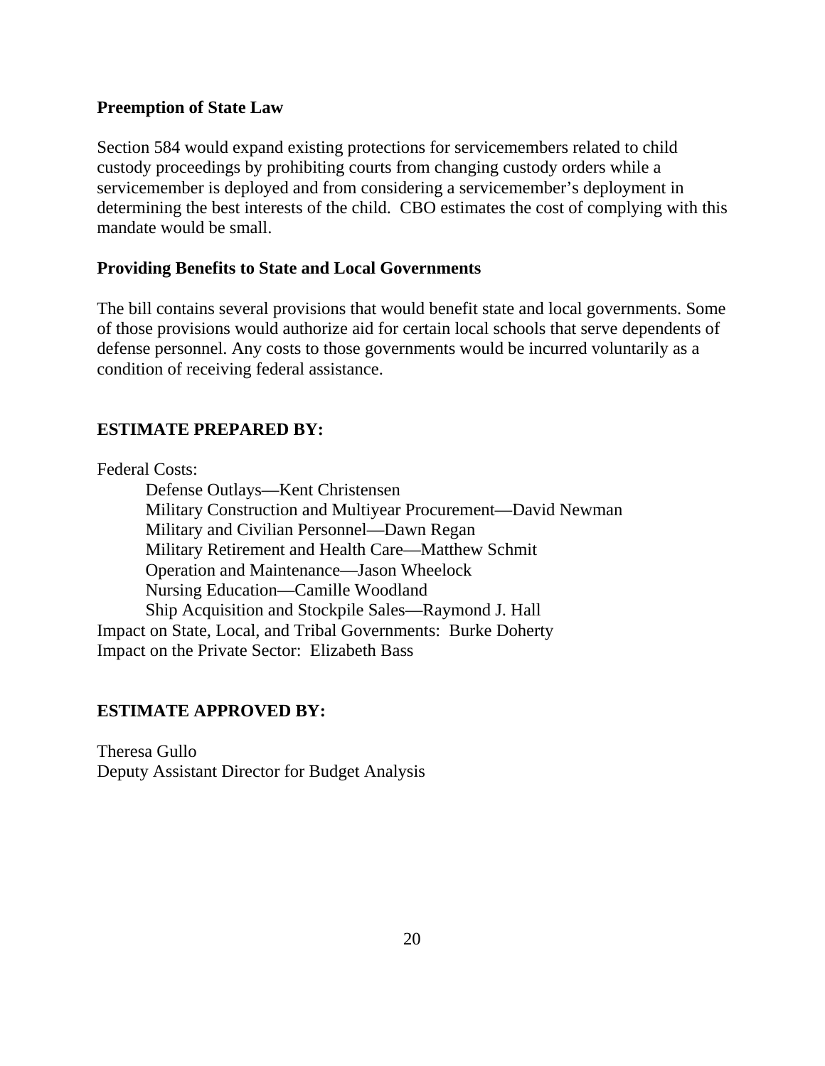**Preemption of State Law**

Section 584 would expand existing protections for servicemembers related to child custody proceedings by prohibiting courts from changing custody orders while a servicemember is deployed and from considering a servicemember's deployment in determining the best interests of the child. CBO estimates the cost of complying with this mandate would be small.

**Providing Benefits to State and Local Governments**

The bill contains several provisions that would benefit state and local governments. Some of those provisions would authorize aid for certain local schools that serve dependents of defense personnel. Any costs to those governments would be incurred voluntarily as a condition of receiving federal assistance.

**ESTIMATE PREPARED BY:**

Federal Costs:
  Defense Outlays—Kent Christensen
  Military Construction and Multiyear Procurement—David Newman
  Military and Civilian Personnel—Dawn Regan
  Military Retirement and Health Care—Matthew Schmit
  Operation and Maintenance—Jason Wheelock
  Nursing Education—Camille Woodland
  Ship Acquisition and Stockpile Sales—Raymond J. Hall
Impact on State, Local, and Tribal Governments: Burke Doherty
Impact on the Private Sector: Elizabeth Bass

**ESTIMATE APPROVED BY:**

Theresa Gullo
Deputy Assistant Director for Budget Analysis